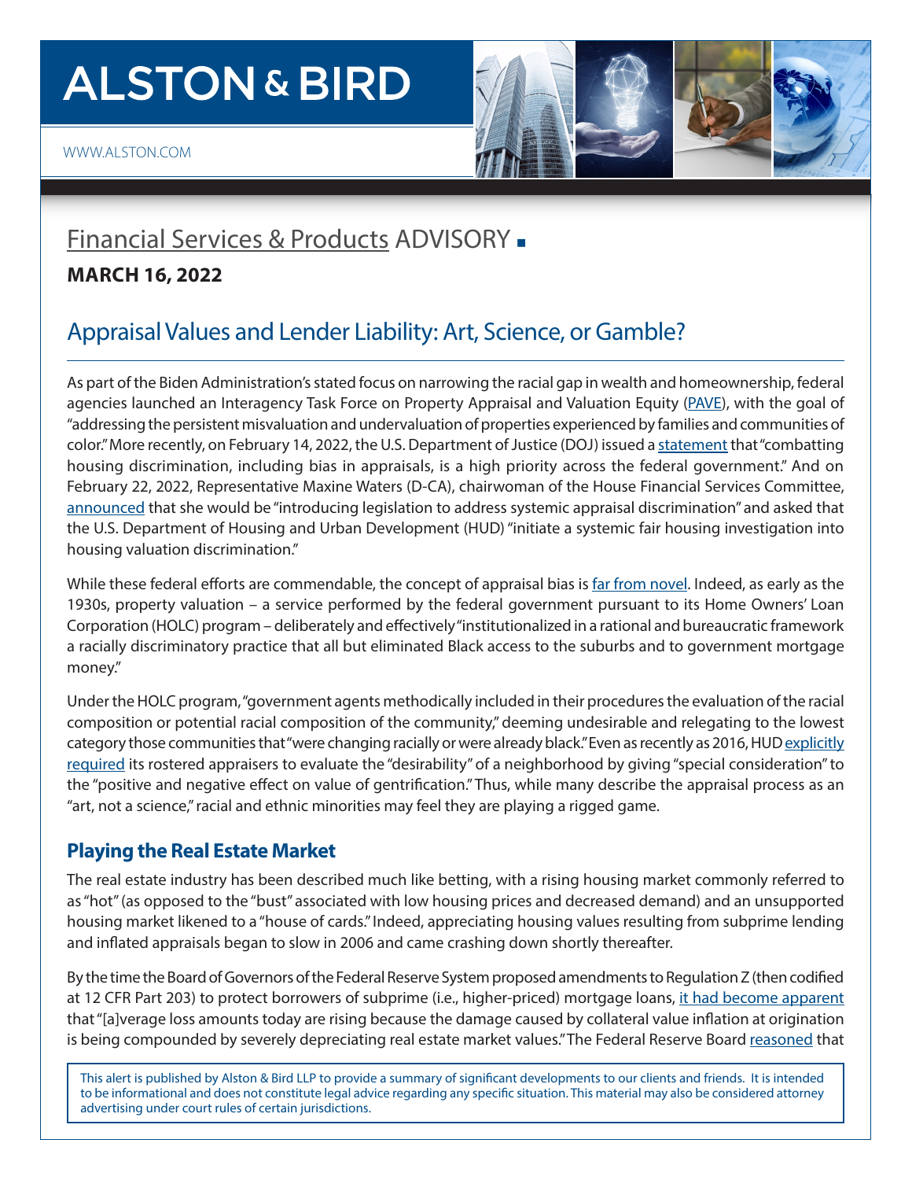# Financial Services & Products ADVISORY

**MARCH 16, 2022**

## Appraisal Values and Lender Liability: Art, Science, or Gamble?

As part of the Biden Administration's stated focus on narrowing the racial gap in wealth and homeownership, federal agencies launched an Interagency Task Force on Property Appraisal and Valuation Equity (PAVE), with the goal of "addressing the persistent misvaluation and undervaluation of properties experienced by families and communities of color." More recently, on February 14, 2022, the U.S. Department of Justice (DOJ) issued a statement that "combatting housing discrimination, including bias in appraisals, is a high priority across the federal government." And on February 22, 2022, Representative Maxine Waters (D-CA), chairwoman of the House Financial Services Committee, announced that she would be "introducing legislation to address systemic appraisal discrimination" and asked that the U.S. Department of Housing and Urban Development (HUD) "initiate a systemic fair housing investigation into housing valuation discrimination."

While these federal efforts are commendable, the concept of appraisal bias is far from novel. Indeed, as early as the 1930s, property valuation – a service performed by the federal government pursuant to its Home Owners' Loan Corporation (HOLC) program – deliberately and effectively "institutionalized in a rational and bureaucratic framework a racially discriminatory practice that all but eliminated Black access to the suburbs and to government mortgage money."

Under the HOLC program, "government agents methodically included in their procedures the evaluation of the racial composition or potential racial composition of the community," deeming undesirable and relegating to the lowest category those communities that "were changing racially or were already black." Even as recently as 2016, HUD explicitly required its rostered appraisers to evaluate the "desirability" of a neighborhood by giving "special consideration" to the "positive and negative effect on value of gentrification." Thus, while many describe the appraisal process as an "art, not a science," racial and ethnic minorities may feel they are playing a rigged game.

### Playing the Real Estate Market

The real estate industry has been described much like betting, with a rising housing market commonly referred to as "hot" (as opposed to the "bust" associated with low housing prices and decreased demand) and an unsupported housing market likened to a "house of cards." Indeed, appreciating housing values resulting from subprime lending and inflated appraisals began to slow in 2006 and came crashing down shortly thereafter.

By the time the Board of Governors of the Federal Reserve System proposed amendments to Regulation Z (then codified at 12 CFR Part 203) to protect borrowers of subprime (i.e., higher-priced) mortgage loans, it had become apparent that "[a]verage loss amounts today are rising because the damage caused by collateral value inflation at origination is being compounded by severely depreciating real estate market values." The Federal Reserve Board reasoned that

This alert is published by Alston & Bird LLP to provide a summary of significant developments to our clients and friends. It is intended to be informational and does not constitute legal advice regarding any specific situation. This material may also be considered attorney advertising under court rules of certain jurisdictions.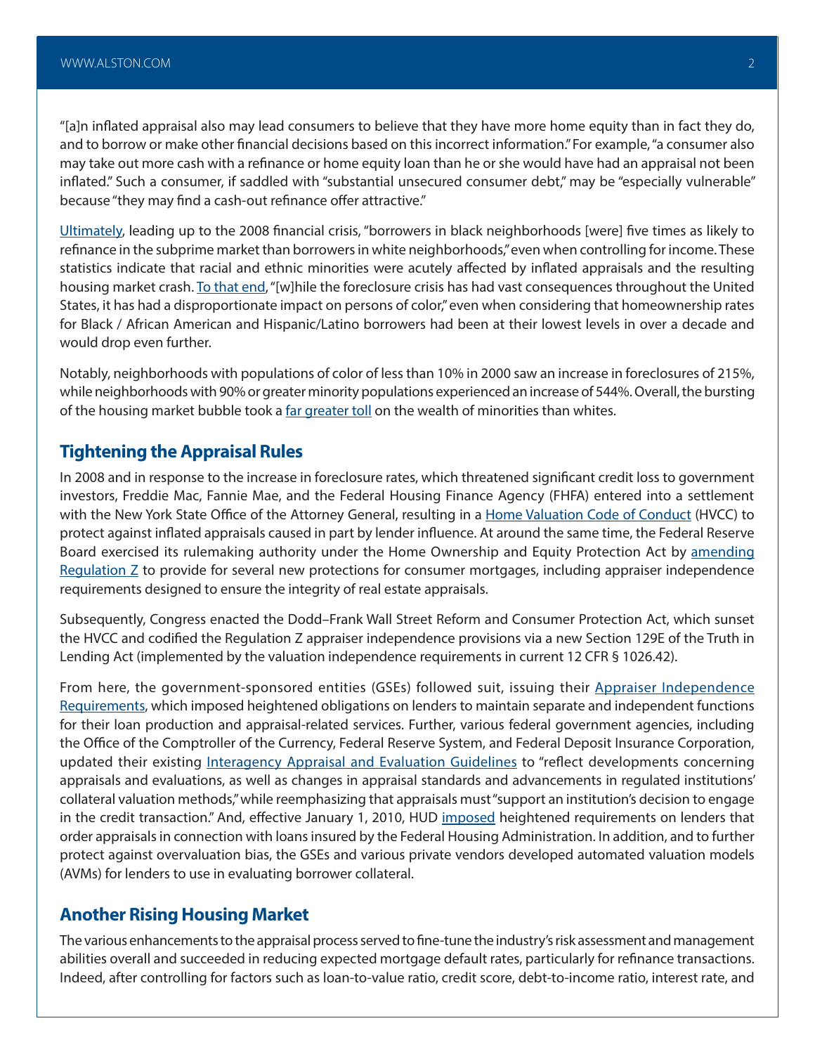"[a]n inflated appraisal also may lead consumers to believe that they have more home equity than in fact they do, and to borrow or make other financial decisions based on this incorrect information." For example, "a consumer also may take out more cash with a refinance or home equity loan than he or she would have had an appraisal not been inflated." Such a consumer, if saddled with "substantial unsecured consumer debt," may be "especially vulnerable" because "they may find a cash-out refinance offer attractive."

Ultimately, leading up to the 2008 financial crisis, "borrowers in black neighborhoods [were] five times as likely to refinance in the subprime market than borrowers in white neighborhoods," even when controlling for income. These statistics indicate that racial and ethnic minorities were acutely affected by inflated appraisals and the resulting housing market crash. To that end, "[w]hile the foreclosure crisis has had vast consequences throughout the United States, it has had a disproportionate impact on persons of color," even when considering that homeownership rates for Black / African American and Hispanic/Latino borrowers had been at their lowest levels in over a decade and would drop even further.

Notably, neighborhoods with populations of color of less than 10% in 2000 saw an increase in foreclosures of 215%, while neighborhoods with 90% or greater minority populations experienced an increase of 544%. Overall, the bursting of the housing market bubble took a far greater toll on the wealth of minorities than whites.

## Tightening the Appraisal Rules

In 2008 and in response to the increase in foreclosure rates, which threatened significant credit loss to government investors, Freddie Mac, Fannie Mae, and the Federal Housing Finance Agency (FHFA) entered into a settlement with the New York State Office of the Attorney General, resulting in a Home Valuation Code of Conduct (HVCC) to protect against inflated appraisals caused in part by lender influence. At around the same time, the Federal Reserve Board exercised its rulemaking authority under the Home Ownership and Equity Protection Act by amending Regulation Z to provide for several new protections for consumer mortgages, including appraiser independence requirements designed to ensure the integrity of real estate appraisals.

Subsequently, Congress enacted the Dodd–Frank Wall Street Reform and Consumer Protection Act, which sunset the HVCC and codified the Regulation Z appraiser independence provisions via a new Section 129E of the Truth in Lending Act (implemented by the valuation independence requirements in current 12 CFR § 1026.42).

From here, the government-sponsored entities (GSEs) followed suit, issuing their Appraiser Independence Requirements, which imposed heightened obligations on lenders to maintain separate and independent functions for their loan production and appraisal-related services. Further, various federal government agencies, including the Office of the Comptroller of the Currency, Federal Reserve System, and Federal Deposit Insurance Corporation, updated their existing Interagency Appraisal and Evaluation Guidelines to "reflect developments concerning appraisals and evaluations, as well as changes in appraisal standards and advancements in regulated institutions' collateral valuation methods," while reemphasizing that appraisals must "support an institution's decision to engage in the credit transaction." And, effective January 1, 2010, HUD imposed heightened requirements on lenders that order appraisals in connection with loans insured by the Federal Housing Administration. In addition, and to further protect against overvaluation bias, the GSEs and various private vendors developed automated valuation models (AVMs) for lenders to use in evaluating borrower collateral.

## Another Rising Housing Market

The various enhancements to the appraisal process served to fine-tune the industry's risk assessment and management abilities overall and succeeded in reducing expected mortgage default rates, particularly for refinance transactions. Indeed, after controlling for factors such as loan-to-value ratio, credit score, debt-to-income ratio, interest rate, and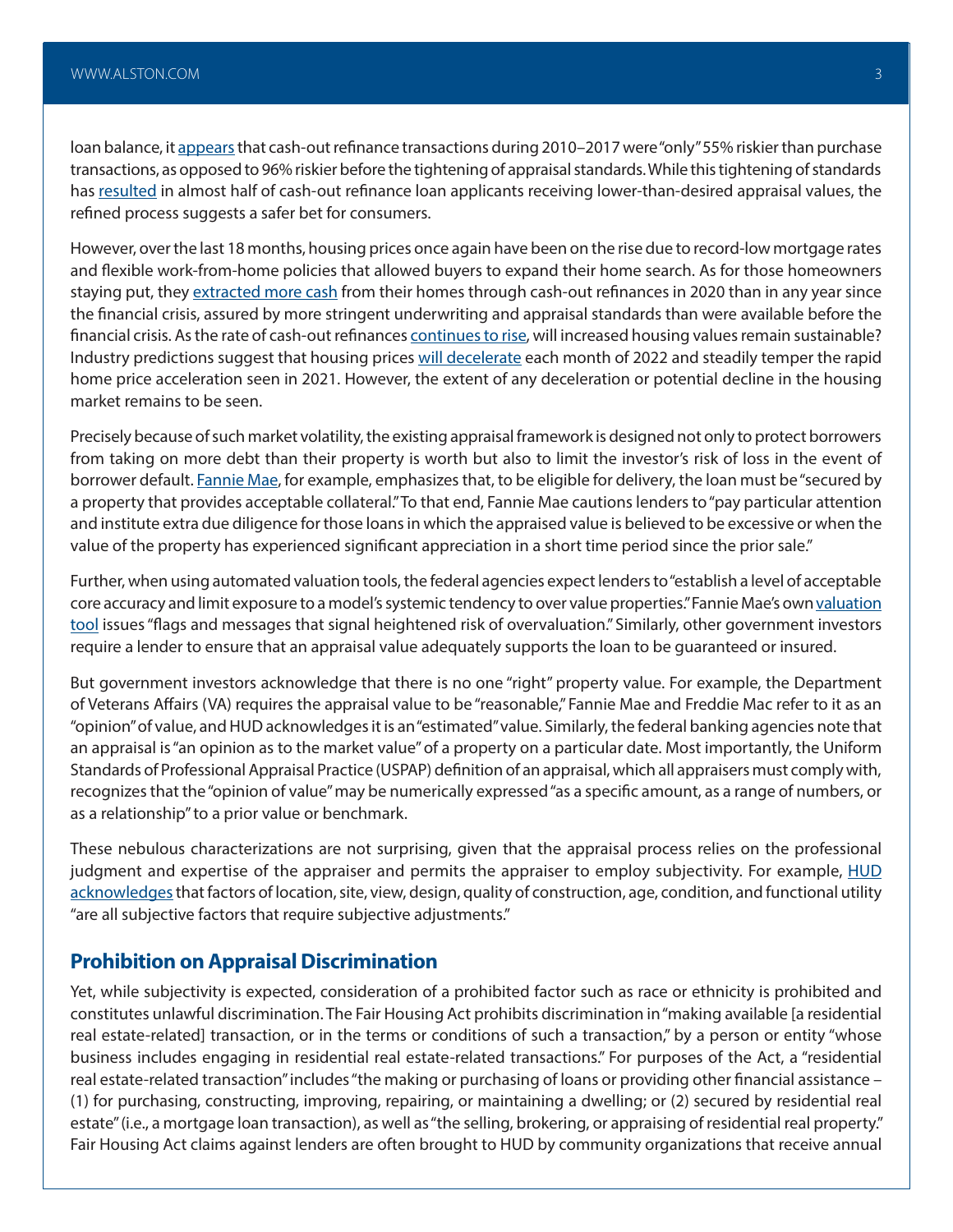loan balance, it appears that cash-out refinance transactions during 2010–2017 were "only" 55% riskier than purchase transactions, as opposed to 96% riskier before the tightening of appraisal standards. While this tightening of standards has resulted in almost half of cash-out refinance loan applicants receiving lower-than-desired appraisal values, the refined process suggests a safer bet for consumers.

However, over the last 18 months, housing prices once again have been on the rise due to record-low mortgage rates and flexible work-from-home policies that allowed buyers to expand their home search. As for those homeowners staying put, they extracted more cash from their homes through cash-out refinances in 2020 than in any year since the financial crisis, assured by more stringent underwriting and appraisal standards than were available before the financial crisis. As the rate of cash-out refinances continues to rise, will increased housing values remain sustainable? Industry predictions suggest that housing prices will decelerate each month of 2022 and steadily temper the rapid home price acceleration seen in 2021. However, the extent of any deceleration or potential decline in the housing market remains to be seen.

Precisely because of such market volatility, the existing appraisal framework is designed not only to protect borrowers from taking on more debt than their property is worth but also to limit the investor's risk of loss in the event of borrower default. Fannie Mae, for example, emphasizes that, to be eligible for delivery, the loan must be "secured by a property that provides acceptable collateral." To that end, Fannie Mae cautions lenders to "pay particular attention and institute extra due diligence for those loans in which the appraised value is believed to be excessive or when the value of the property has experienced significant appreciation in a short time period since the prior sale."

Further, when using automated valuation tools, the federal agencies expect lenders to "establish a level of acceptable core accuracy and limit exposure to a model's systemic tendency to over value properties." Fannie Mae's own valuation tool issues "flags and messages that signal heightened risk of overvaluation." Similarly, other government investors require a lender to ensure that an appraisal value adequately supports the loan to be guaranteed or insured.

But government investors acknowledge that there is no one "right" property value. For example, the Department of Veterans Affairs (VA) requires the appraisal value to be "reasonable," Fannie Mae and Freddie Mac refer to it as an "opinion" of value, and HUD acknowledges it is an "estimated" value. Similarly, the federal banking agencies note that an appraisal is "an opinion as to the market value" of a property on a particular date. Most importantly, the Uniform Standards of Professional Appraisal Practice (USPAP) definition of an appraisal, which all appraisers must comply with, recognizes that the "opinion of value" may be numerically expressed "as a specific amount, as a range of numbers, or as a relationship" to a prior value or benchmark.

These nebulous characterizations are not surprising, given that the appraisal process relies on the professional judgment and expertise of the appraiser and permits the appraiser to employ subjectivity. For example, HUD acknowledges that factors of location, site, view, design, quality of construction, age, condition, and functional utility "are all subjective factors that require subjective adjustments."

## Prohibition on Appraisal Discrimination

Yet, while subjectivity is expected, consideration of a prohibited factor such as race or ethnicity is prohibited and constitutes unlawful discrimination. The Fair Housing Act prohibits discrimination in "making available [a residential real estate-related] transaction, or in the terms or conditions of such a transaction," by a person or entity "whose business includes engaging in residential real estate-related transactions." For purposes of the Act, a "residential real estate-related transaction" includes "the making or purchasing of loans or providing other financial assistance – (1) for purchasing, constructing, improving, repairing, or maintaining a dwelling; or (2) secured by residential real estate" (i.e., a mortgage loan transaction), as well as "the selling, brokering, or appraising of residential real property." Fair Housing Act claims against lenders are often brought to HUD by community organizations that receive annual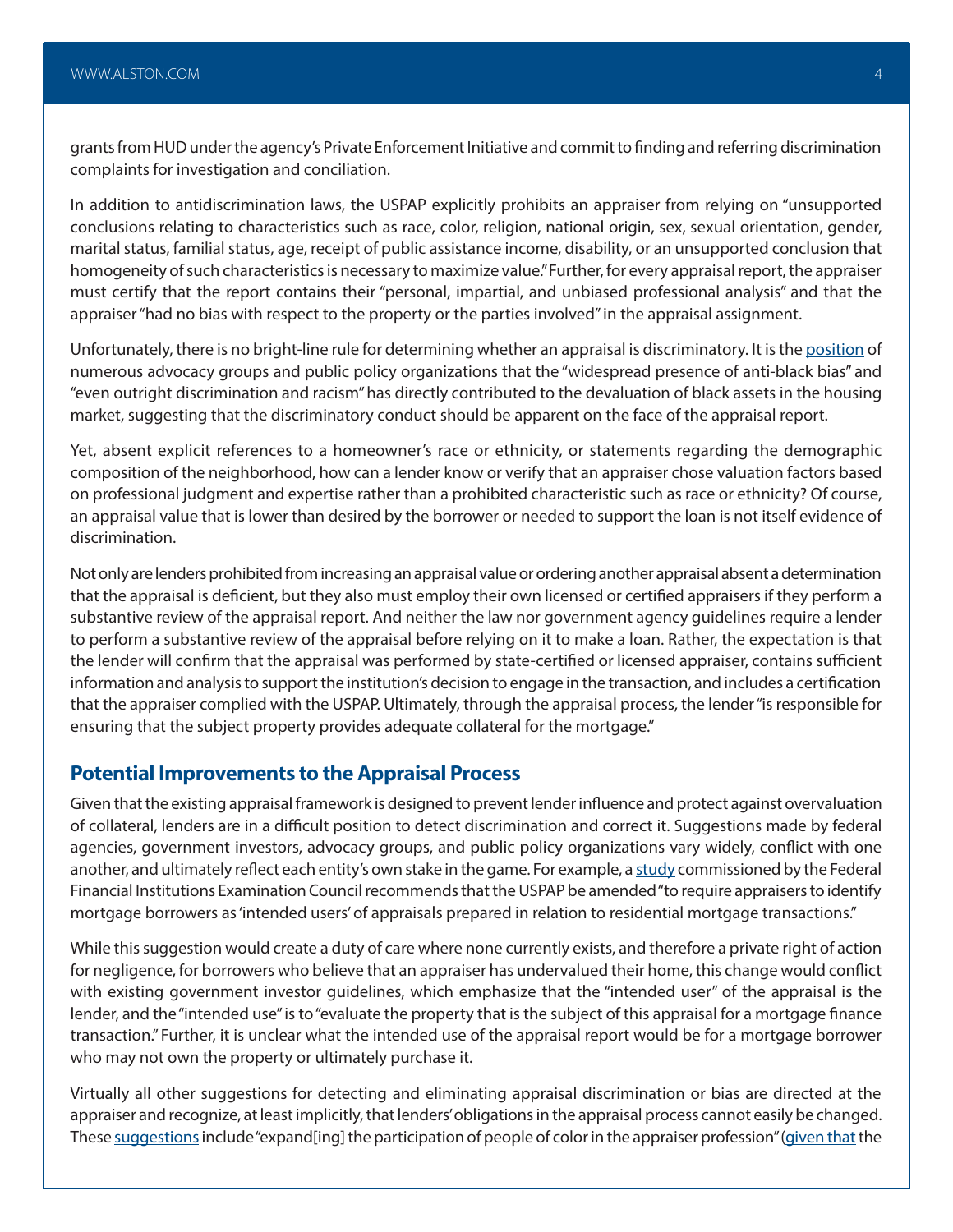grants from HUD under the agency's Private Enforcement Initiative and commit to finding and referring discrimination complaints for investigation and conciliation.

In addition to antidiscrimination laws, the USPAP explicitly prohibits an appraiser from relying on "unsupported conclusions relating to characteristics such as race, color, religion, national origin, sex, sexual orientation, gender, marital status, familial status, age, receipt of public assistance income, disability, or an unsupported conclusion that homogeneity of such characteristics is necessary to maximize value." Further, for every appraisal report, the appraiser must certify that the report contains their "personal, impartial, and unbiased professional analysis" and that the appraiser "had no bias with respect to the property or the parties involved" in the appraisal assignment.

Unfortunately, there is no bright-line rule for determining whether an appraisal is discriminatory. It is the position of numerous advocacy groups and public policy organizations that the "widespread presence of anti-black bias" and "even outright discrimination and racism" has directly contributed to the devaluation of black assets in the housing market, suggesting that the discriminatory conduct should be apparent on the face of the appraisal report.

Yet, absent explicit references to a homeowner's race or ethnicity, or statements regarding the demographic composition of the neighborhood, how can a lender know or verify that an appraiser chose valuation factors based on professional judgment and expertise rather than a prohibited characteristic such as race or ethnicity? Of course, an appraisal value that is lower than desired by the borrower or needed to support the loan is not itself evidence of discrimination.

Not only are lenders prohibited from increasing an appraisal value or ordering another appraisal absent a determination that the appraisal is deficient, but they also must employ their own licensed or certified appraisers if they perform a substantive review of the appraisal report. And neither the law nor government agency guidelines require a lender to perform a substantive review of the appraisal before relying on it to make a loan. Rather, the expectation is that the lender will confirm that the appraisal was performed by state-certified or licensed appraiser, contains sufficient information and analysis to support the institution's decision to engage in the transaction, and includes a certification that the appraiser complied with the USPAP. Ultimately, through the appraisal process, the lender "is responsible for ensuring that the subject property provides adequate collateral for the mortgage."

## Potential Improvements to the Appraisal Process

Given that the existing appraisal framework is designed to prevent lender influence and protect against overvaluation of collateral, lenders are in a difficult position to detect discrimination and correct it. Suggestions made by federal agencies, government investors, advocacy groups, and public policy organizations vary widely, conflict with one another, and ultimately reflect each entity's own stake in the game. For example, a study commissioned by the Federal Financial Institutions Examination Council recommends that the USPAP be amended "to require appraisers to identify mortgage borrowers as 'intended users' of appraisals prepared in relation to residential mortgage transactions."

While this suggestion would create a duty of care where none currently exists, and therefore a private right of action for negligence, for borrowers who believe that an appraiser has undervalued their home, this change would conflict with existing government investor guidelines, which emphasize that the "intended user" of the appraisal is the lender, and the "intended use" is to "evaluate the property that is the subject of this appraisal for a mortgage finance transaction." Further, it is unclear what the intended use of the appraisal report would be for a mortgage borrower who may not own the property or ultimately purchase it.

Virtually all other suggestions for detecting and eliminating appraisal discrimination or bias are directed at the appraiser and recognize, at least implicitly, that lenders' obligations in the appraisal process cannot easily be changed. These suggestions include "expand[ing] the participation of people of color in the appraiser profession" (given that the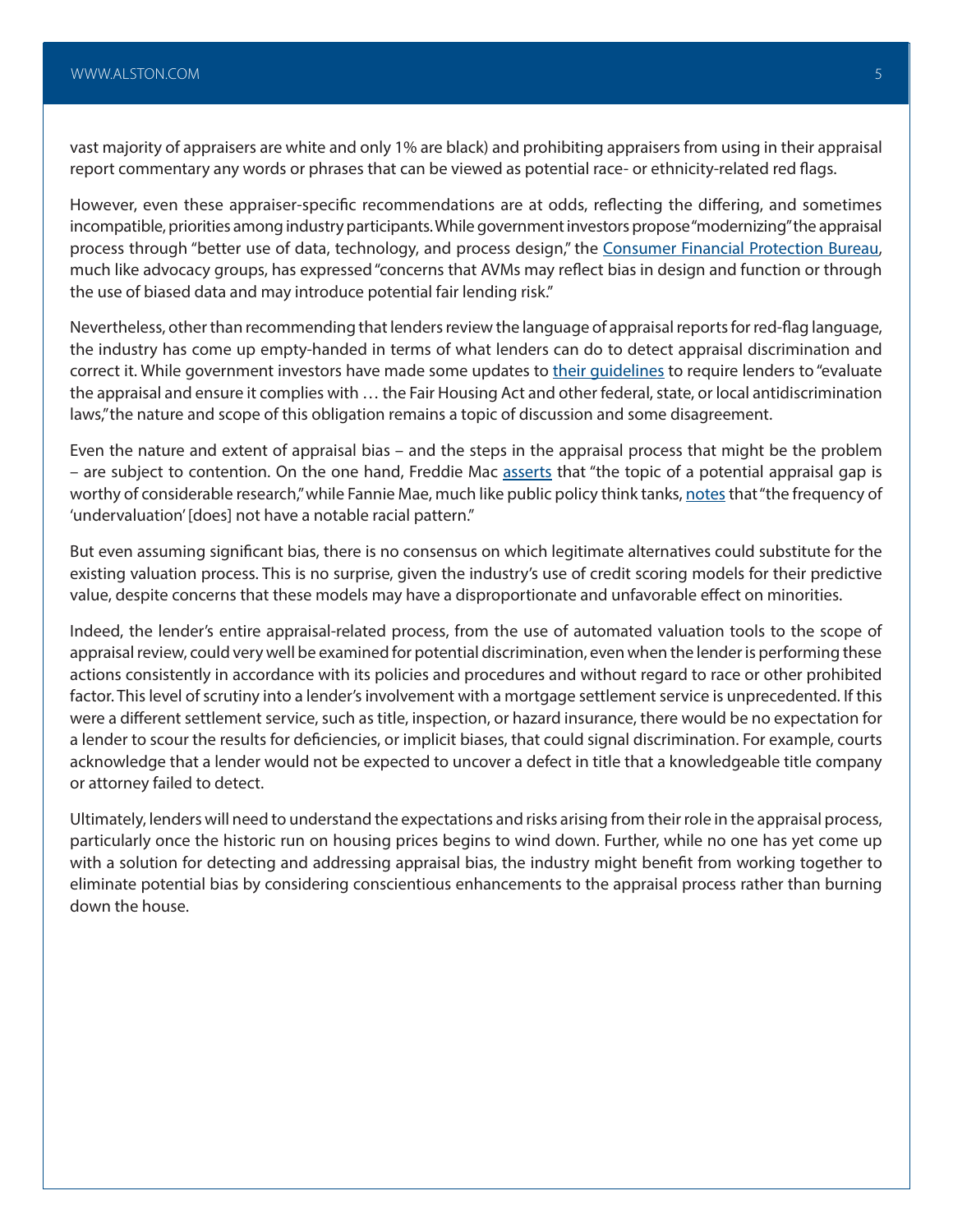vast majority of appraisers are white and only 1% are black) and prohibiting appraisers from using in their appraisal report commentary any words or phrases that can be viewed as potential race- or ethnicity-related red flags.

However, even these appraiser-specific recommendations are at odds, reflecting the differing, and sometimes incompatible, priorities among industry participants. While government investors propose "modernizing" the appraisal process through "better use of data, technology, and process design," the Consumer Financial Protection Bureau, much like advocacy groups, has expressed "concerns that AVMs may reflect bias in design and function or through the use of biased data and may introduce potential fair lending risk."

Nevertheless, other than recommending that lenders review the language of appraisal reports for red-flag language, the industry has come up empty-handed in terms of what lenders can do to detect appraisal discrimination and correct it. While government investors have made some updates to their guidelines to require lenders to "evaluate the appraisal and ensure it complies with … the Fair Housing Act and other federal, state, or local antidiscrimination laws," the nature and scope of this obligation remains a topic of discussion and some disagreement.

Even the nature and extent of appraisal bias – and the steps in the appraisal process that might be the problem – are subject to contention. On the one hand, Freddie Mac asserts that "the topic of a potential appraisal gap is worthy of considerable research," while Fannie Mae, much like public policy think tanks, notes that "the frequency of 'undervaluation' [does] not have a notable racial pattern."

But even assuming significant bias, there is no consensus on which legitimate alternatives could substitute for the existing valuation process. This is no surprise, given the industry's use of credit scoring models for their predictive value, despite concerns that these models may have a disproportionate and unfavorable effect on minorities.

Indeed, the lender's entire appraisal-related process, from the use of automated valuation tools to the scope of appraisal review, could very well be examined for potential discrimination, even when the lender is performing these actions consistently in accordance with its policies and procedures and without regard to race or other prohibited factor. This level of scrutiny into a lender's involvement with a mortgage settlement service is unprecedented. If this were a different settlement service, such as title, inspection, or hazard insurance, there would be no expectation for a lender to scour the results for deficiencies, or implicit biases, that could signal discrimination. For example, courts acknowledge that a lender would not be expected to uncover a defect in title that a knowledgeable title company or attorney failed to detect.

Ultimately, lenders will need to understand the expectations and risks arising from their role in the appraisal process, particularly once the historic run on housing prices begins to wind down. Further, while no one has yet come up with a solution for detecting and addressing appraisal bias, the industry might benefit from working together to eliminate potential bias by considering conscientious enhancements to the appraisal process rather than burning down the house.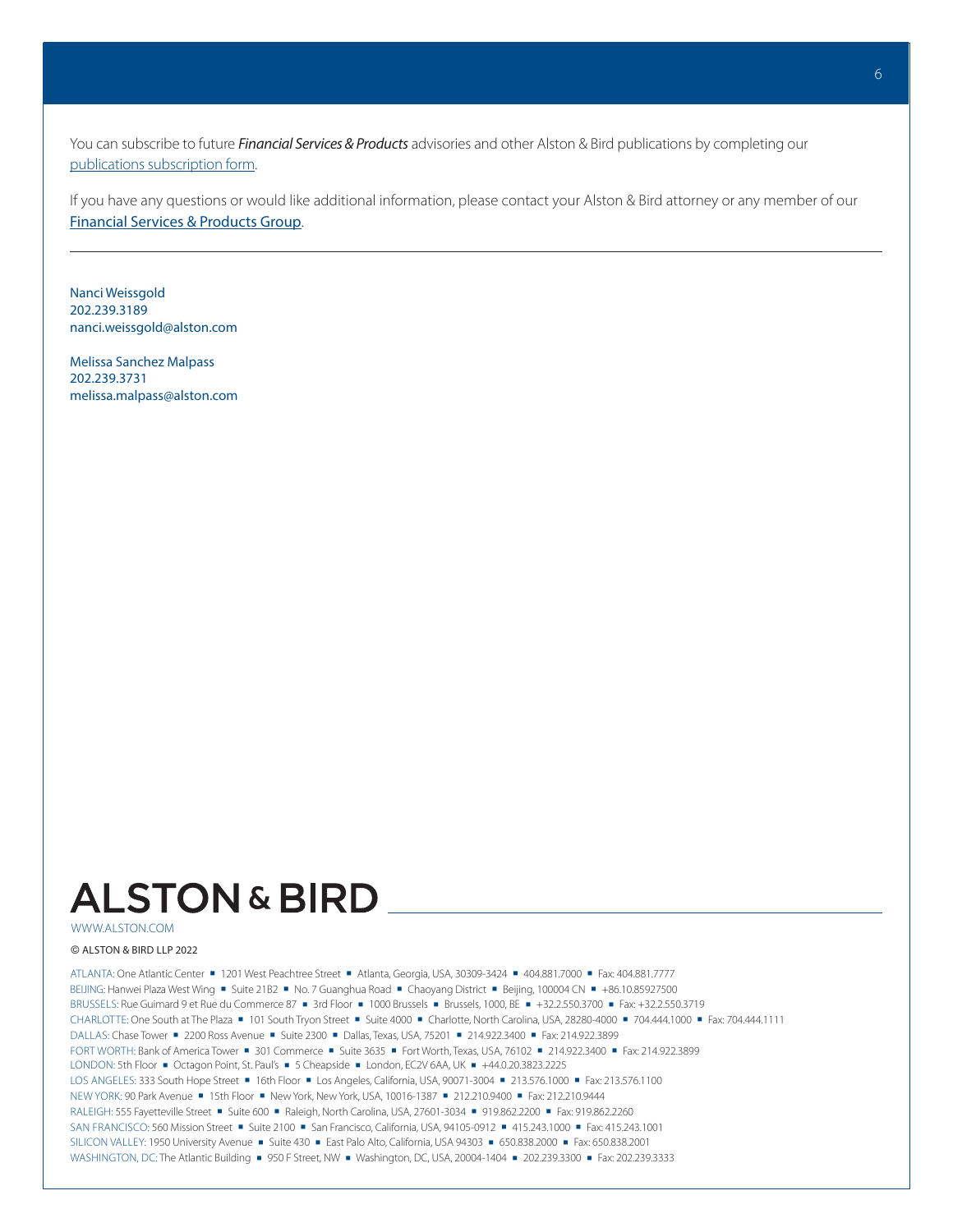You can subscribe to future ***Financial Services & Products*** advisories and other Alston & Bird publications by completing our publications subscription form.

If you have any questions or would like additional information, please contact your Alston & Bird attorney or any member of our Financial Services & Products Group.

---

Nanci Weissgold
202.239.3189
nanci.weissgold@alston.com

Melissa Sanchez Malpass
202.239.3731
melissa.malpass@alston.com

# ALSTON & BIRD

WWW.ALSTON.COM

© ALSTON & BIRD LLP 2022

ATLANTA: One Atlantic Center ■ 1201 West Peachtree Street ■ Atlanta, Georgia, USA, 30309-3424 ■ 404.881.7000 ■ Fax: 404.881.7777
BEIJING: Hanwei Plaza West Wing ■ Suite 21B2 ■ No. 7 Guanghua Road ■ Chaoyang District ■ Beijing, 100004 CN ■ +86.10.85927500
BRUSSELS: Rue Guimard 9 et Rue du Commerce 87 ■ 3rd Floor ■ 1000 Brussels ■ Brussels, 1000, BE ■ +32.2.550.3700 ■ Fax: +32.2.550.3719
CHARLOTTE: One South at The Plaza ■ 101 South Tryon Street ■ Suite 4000 ■ Charlotte, North Carolina, USA, 28280-4000 ■ 704.444.1000 ■ Fax: 704.444.1111
DALLAS: Chase Tower ■ 2200 Ross Avenue ■ Suite 2300 ■ Dallas, Texas, USA, 75201 ■ 214.922.3400 ■ Fax: 214.922.3899
FORT WORTH: Bank of America Tower ■ 301 Commerce ■ Suite 3635 ■ Fort Worth, Texas, USA, 76102 ■ 214.922.3400 ■ Fax: 214.922.3899
LONDON: 5th Floor ■ Octagon Point, St. Paul's ■ 5 Cheapside ■ London, EC2V 6AA, UK ■ +44.0.20.3823.2225
LOS ANGELES: 333 South Hope Street ■ 16th Floor ■ Los Angeles, California, USA, 90071-3004 ■ 213.576.1000 ■ Fax: 213.576.1100
NEW YORK: 90 Park Avenue ■ 15th Floor ■ New York, New York, USA, 10016-1387 ■ 212.210.9400 ■ Fax: 212.210.9444
RALEIGH: 555 Fayetteville Street ■ Suite 600 ■ Raleigh, North Carolina, USA, 27601-3034 ■ 919.862.2200 ■ Fax: 919.862.2260
SAN FRANCISCO: 560 Mission Street ■ Suite 2100 ■ San Francisco, California, USA, 94105-0912 ■ 415.243.1000 ■ Fax: 415.243.1001
SILICON VALLEY: 1950 University Avenue ■ Suite 430 ■ East Palo Alto, California, USA 94303 ■ 650.838.2000 ■ Fax: 650.838.2001
WASHINGTON, DC: The Atlantic Building ■ 950 F Street, NW ■ Washington, DC, USA, 20004-1404 ■ 202.239.3300 ■ Fax: 202.239.3333